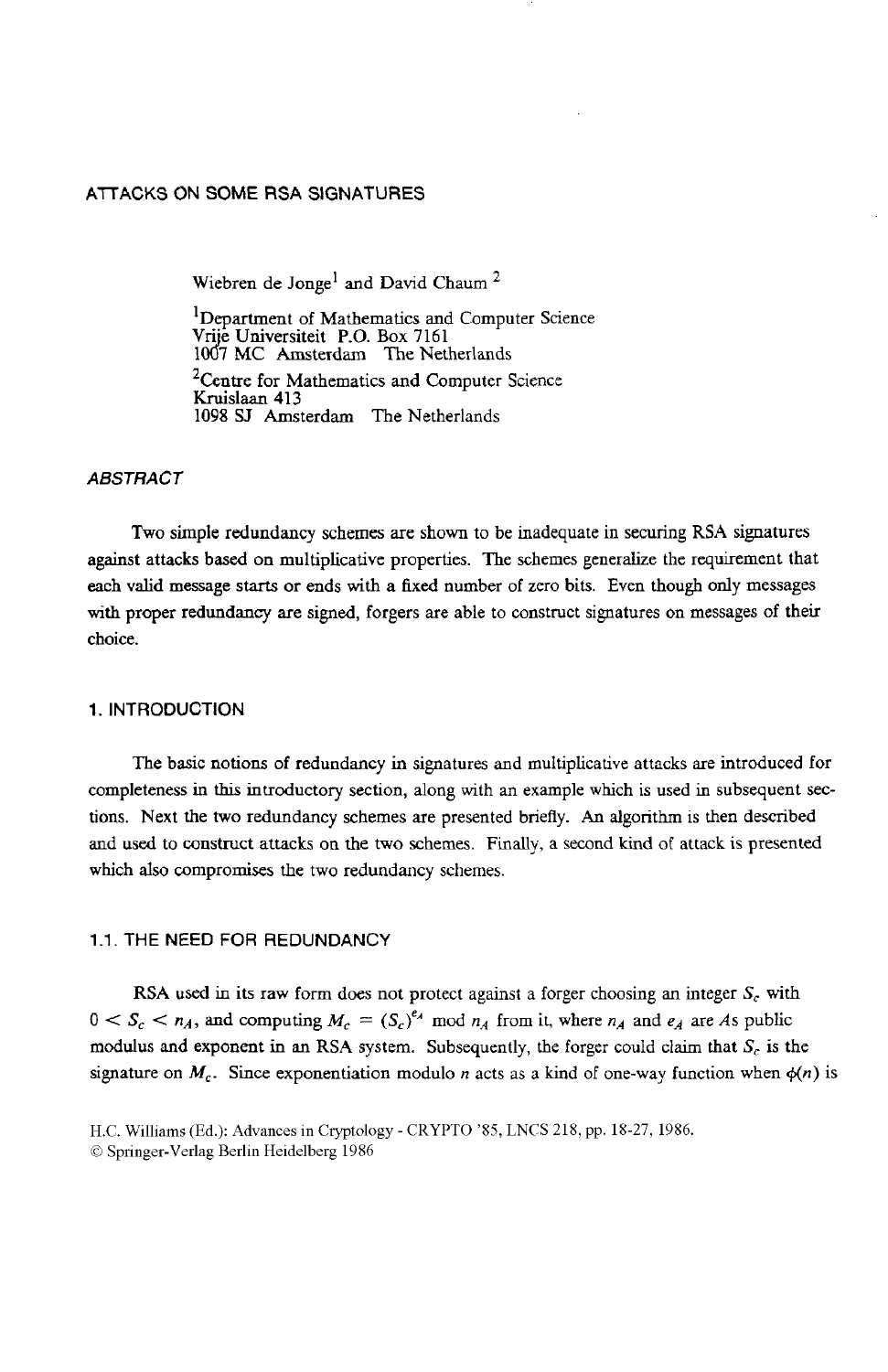# ATTACKS ON SOME RSA SIGNATURES

Wiebren de Jonge[1] and David Chaum[2]

[1]Department of Mathematics and Computer Science
Vrije Universiteit P.O. Box 7161
1007 MC Amsterdam The Netherlands

[2]Centre for Mathematics and Computer Science
Kruislaan 413
1098 SJ Amsterdam The Netherlands

### *ABSTRACT*

Two simple redundancy schemes are shown to be inadequate in securing RSA signatures against attacks based on multiplicative properties. The schemes generalize the requirement that each valid message starts or ends with a fixed number of zero bits. Even though only messages with proper redundancy are signed, forgers are able to construct signatures on messages of their choice.

## 1. INTRODUCTION

The basic notions of redundancy in signatures and multiplicative attacks are introduced for completeness in this introductory section, along with an example which is used in subsequent sections. Next the two redundancy schemes are presented briefly. An algorithm is then described and used to construct attacks on the two schemes. Finally, a second kind of attack is presented which also compromises the two redundancy schemes.

### 1.1. THE NEED FOR REDUNDANCY

RSA used in its raw form does not protect against a forger choosing an integer $S_c$ with $0 < S_c < n_A$, and computing $M_c = (S_c)^{e_A} \bmod n_A$ from it, where $n_A$ and $e_A$ are $A$s public modulus and exponent in an RSA system. Subsequently, the forger could claim that $S_c$ is the signature on $M_c$. Since exponentiation modulo $n$ acts as a kind of one-way function when $\phi(n)$ is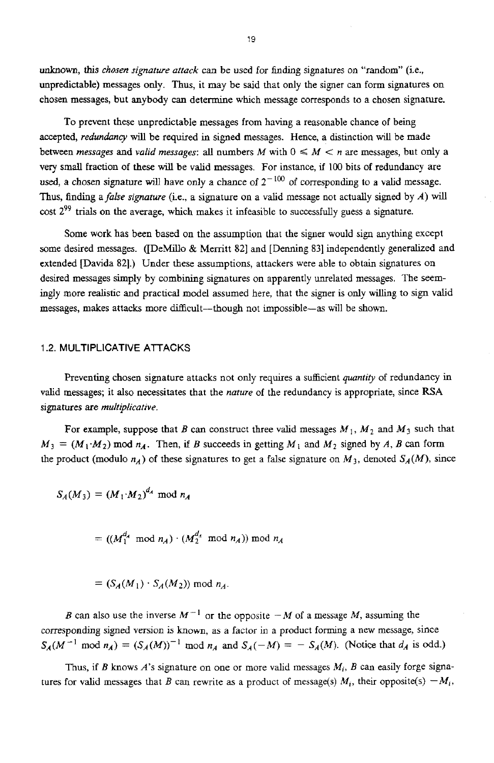unknown, this *chosen signature attack* can be used for finding signatures on "random" (i.e., unpredictable) messages only. Thus, it may be said that only the signer can form signatures on chosen messages, but anybody can determine which message corresponds to a chosen signature.

To prevent these unpredictable messages from having a reasonable chance of being accepted, *redundancy* will be required in signed messages. Hence, a distinction will be made between *messages* and *valid messages*: all numbers $M$ with $0 \leqslant M < n$ are messages, but only a very small fraction of these will be valid messages. For instance, if 100 bits of redundancy are used, a chosen signature will have only a chance of $2^{-100}$ of corresponding to a valid message. Thus, finding a *false signature* (i.e., a signature on a valid message not actually signed by $A$) will cost $2^{99}$ trials on the average, which makes it infeasible to successfully guess a signature.

Some work has been based on the assumption that the signer would sign anything except some desired messages. ([DeMillo & Merritt 82] and [Denning 83] independently generalized and extended [Davida 82].) Under these assumptions, attackers were able to obtain signatures on desired messages simply by combining signatures on apparently unrelated messages. The seemingly more realistic and practical model assumed here, that the signer is only willing to sign valid messages, makes attacks more difficult—though not impossible—as will be shown.

## 1.2. MULTIPLICATIVE ATTACKS

Preventing chosen signature attacks not only requires a sufficient *quantity* of redundancy in valid messages; it also necessitates that the *nature* of the redundancy is appropriate, since RSA *signatures are multiplicative.*

For example, suppose that $B$ can construct three valid messages $M_1$, $M_2$ and $M_3$ such that $M_3 = (M_1 \cdot M_2) \bmod n_A$. Then, if $B$ succeeds in getting $M_1$ and $M_2$ signed by $A$, $B$ can form the product (modulo $n_A$) of these signatures to get a false signature on $M_3$, denoted $S_A(M)$, since

$$S_A(M_3) = (M_1 \cdot M_2)^{d_A} \bmod n_A$$

$$= ((M_1^{d_A} \bmod n_A) \cdot (M_2^{d_A} \bmod n_A)) \bmod n_A$$

$$= (S_A(M_1) \cdot S_A(M_2)) \bmod n_A.$$

$B$ can also use the inverse $M^{-1}$ or the opposite $-M$ of a message $M$, assuming the corresponding signed version is known, as a factor in a product forming a new message, since $S_A(M^{-1} \bmod n_A) = (S_A(M))^{-1} \bmod n_A$ and $S_A(-M) = -S_A(M)$. (Notice that $d_A$ is odd.)

Thus, if $B$ knows $A$'s signature on one or more valid messages $M_i$, $B$ can easily forge signatures for valid messages that $B$ can rewrite as a product of message(s) $M_i$, their opposite(s) $-M_i$,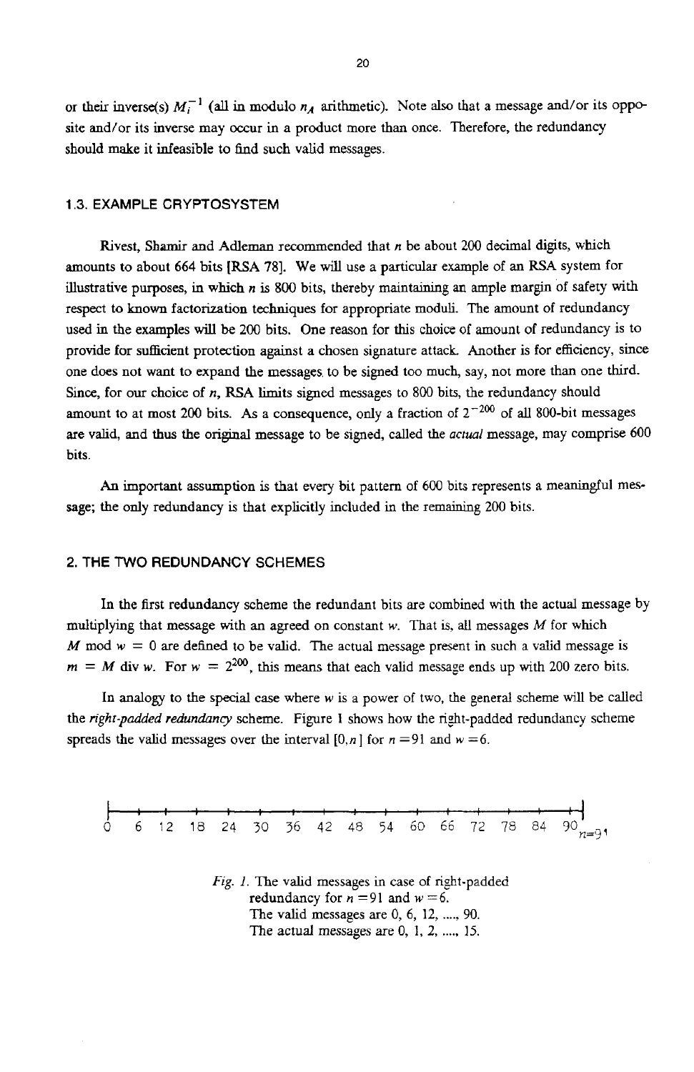or their inverse(s) $M_i^{-1}$ (all in modulo $n_A$ arithmetic). Note also that a message and/or its opposite and/or its inverse may occur in a product more than once. Therefore, the redundancy should make it infeasible to find such valid messages.

### 1.3. EXAMPLE CRYPTOSYSTEM

Rivest, Shamir and Adleman recommended that $n$ be about 200 decimal digits, which amounts to about 664 bits [RSA 78]. We will use a particular example of an RSA system for illustrative purposes, in which $n$ is 800 bits, thereby maintaining an ample margin of safety with respect to known factorization techniques for appropriate moduli. The amount of redundancy used in the examples will be 200 bits. One reason for this choice of amount of redundancy is to provide for sufficient protection against a chosen signature attack. Another is for efficiency, since one does not want to expand the messages to be signed too much, say, not more than one third. Since, for our choice of $n$, RSA limits signed messages to 800 bits, the redundancy should amount to at most 200 bits. As a consequence, only a fraction of $2^{-200}$ of all 800-bit messages are valid, and thus the original message to be signed, called the *actual* message, may comprise 600 bits.

An important assumption is that every bit pattern of 600 bits represents a meaningful message; the only redundancy is that explicitly included in the remaining 200 bits.

## 2. THE TWO REDUNDANCY SCHEMES

In the first redundancy scheme the redundant bits are combined with the actual message by multiplying that message with an agreed on constant $w$. That is, all messages $M$ for which $M \bmod w = 0$ are defined to be valid. The actual message present in such a valid message is $m = M \operatorname{div} w$. For $w = 2^{200}$, this means that each valid message ends up with 200 zero bits.

In analogy to the special case where $w$ is a power of two, the general scheme will be called the *right-padded redundancy* scheme. Figure 1 shows how the right-padded redundancy scheme spreads the valid messages over the interval $[0,n]$ for $n=91$ and $w=6$.

0 6 12 18 24 30 36 42 48 54 60 66 72 78 84 90 $n=91$

*Fig. 1.* The valid messages in case of right-padded redundancy for $n=91$ and $w=6$.
The valid messages are 0, 6, 12, ...., 90.
The actual messages are 0, 1, 2, ...., 15.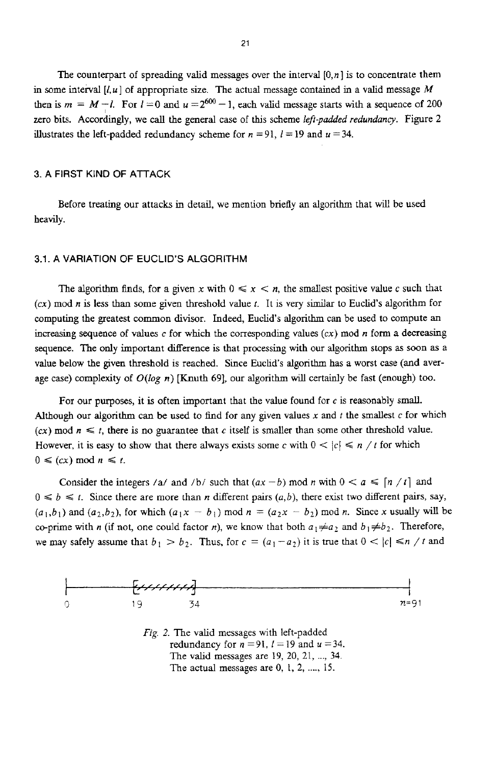The counterpart of spreading valid messages over the interval $[0,n]$ is to concentrate them in some interval $[l,u]$ of appropriate size. The actual message contained in a valid message $M$ then is $m = M - l$. For $l = 0$ and $u = 2^{600} - 1$, each valid message starts with a sequence of 200 zero bits. Accordingly, we call the general case of this scheme *left-padded redundancy*. Figure 2 illustrates the left-padded redundancy scheme for $n = 91$, $l = 19$ and $u = 34$.

## 3. A FIRST KIND OF ATTACK

Before treating our attacks in detail, we mention briefly an algorithm that will be used heavily.

### 3.1. A VARIATION OF EUCLID'S ALGORITHM

The algorithm finds, for a given $x$ with $0 \leq x < n$, the smallest positive value $c$ such that $(cx) \bmod n$ is less than some given threshold value $t$. It is very similar to Euclid's algorithm for computing the greatest common divisor. Indeed, Euclid's algorithm can be used to compute an increasing sequence of values $c$ for which the corresponding values $(cx) \bmod n$ form a decreasing sequence. The only important difference is that processing with our algorithm stops as soon as a value below the given threshold is reached. Since Euclid's algorithm has a worst case (and average case) complexity of $O(\log n)$ [Knuth 69], our algorithm will certainly be fast (enough) too.

For our purposes, it is often important that the value found for $c$ is reasonably small. Although our algorithm can be used to find for any given values $x$ and $t$ the smallest $c$ for which $(cx) \bmod n \leq t$, there is no guarantee that $c$ itself is smaller than some other threshold value. However, it is easy to show that there always exists some $c$ with $0 < |c| \leq n / t$ for which $0 \leq (cx) \bmod n \leq t$.

Consider the integers $/a/$ and $/b/$ such that $(ax - b) \bmod n$ with $0 < a \leq \lceil n / t \rceil$ and $0 \leq b \leq t$. Since there are more than $n$ different pairs $(a,b)$, there exist two different pairs, say, $(a_1, b_1)$ and $(a_2, b_2)$, for which $(a_1 x - b_1) \bmod n = (a_2 x - b_2) \bmod n$. Since $x$ usually will be co-prime with $n$ (if not, one could factor $n$), we know that both $a_1 \neq a_2$ and $b_1 \neq b_2$. Therefore, we may safely assume that $b_1 > b_2$. Thus, for $c = (a_1 - a_2)$ it is true that $0 < |c| \leq n / t$ and

*Fig. 2.* The valid messages with left-padded redundancy for $n = 91$, $l = 19$ and $u = 34$. The valid messages are 19, 20, 21, ..., 34. The actual messages are 0, 1, 2, ...., 15.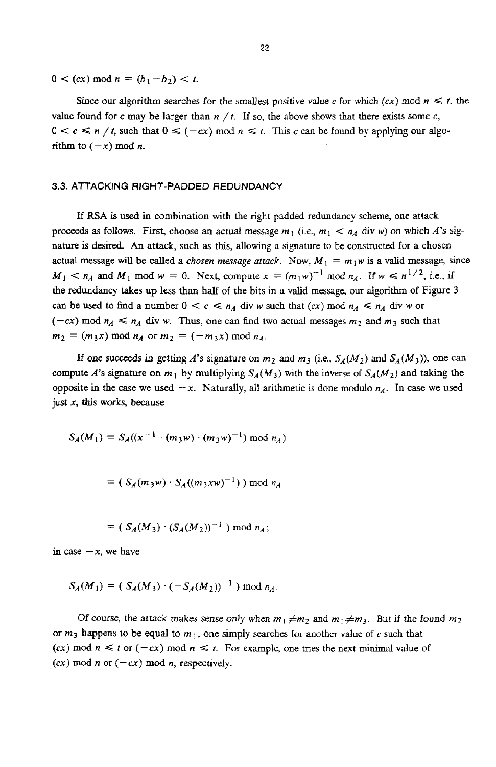$0 < (cx) \bmod n = (b_1 - b_2) < t.$

Since our algorithm searches for the smallest positive value $c$ for which $(cx) \bmod n \leqslant t$, the value found for $c$ may be larger than $n / t$. If so, the above shows that there exists some $c$, $0 < c \leqslant n / t$, such that $0 \leqslant (-cx) \bmod n \leqslant t$. This $c$ can be found by applying our algorithm to $(-x) \bmod n$.

### 3.3. ATTACKING RIGHT-PADDED REDUNDANCY

If RSA is used in combination with the right-padded redundancy scheme, one attack proceeds as follows. First, choose an actual message $m_1$ (i.e., $m_1 < n_A$ div $w$) on which $A$'s signature is desired. An attack, such as this, allowing a signature to be constructed for a chosen actual message will be called a *chosen message attack*. Now, $M_1 = m_1 w$ is a valid message, since $M_1 < n_A$ and $M_1 \bmod w = 0$. Next, compute $x = (m_1 w)^{-1} \bmod n_A$. If $w \leqslant n^{1/2}$, i.e., if the redundancy takes up less than half of the bits in a valid message, our algorithm of Figure 3 can be used to find a number $0 < c \leqslant n_A$ div $w$ such that $(cx) \bmod n_A \leqslant n_A$ div $w$ or $(-cx) \bmod n_A \leqslant n_A$ div $w$. Thus, one can find two actual messages $m_2$ and $m_3$ such that $m_2 = (m_3 x) \bmod n_A$ or $m_2 = (-m_3 x) \bmod n_A$.

If one succeeds in getting $A$'s signature on $m_2$ and $m_3$ (i.e., $S_A(M_2)$ and $S_A(M_3)$), one can compute $A$'s signature on $m_1$ by multiplying $S_A(M_3)$ with the inverse of $S_A(M_2)$ and taking the opposite in the case we used $-x$. Naturally, all arithmetic is done modulo $n_A$. In case we used just $x$, this works, because

$$S_A(M_1) = S_A((x^{-1} \cdot (m_3 w) \cdot (m_3 w)^{-1}) \bmod n_A)$$

$$= ( S_A(m_3 w) \cdot S_A((m_3 x w)^{-1}) ) \bmod n_A$$

$$= ( S_A(M_3) \cdot (S_A(M_2))^{-1} ) \bmod n_A;$$

in case $-x$, we have

$$S_A(M_1) = ( S_A(M_3) \cdot (-S_A(M_2))^{-1} ) \bmod n_A.$$

Of course, the attack makes sense only when $m_1 \neq m_2$ and $m_1 \neq m_3$. But if the found $m_2$ or $m_3$ happens to be equal to $m_1$, one simply searches for another value of $c$ such that $(cx) \bmod n \leqslant t$ or $(-cx) \bmod n \leqslant t$. For example, one tries the next minimal value of $(cx) \bmod n$ or $(-cx) \bmod n$, respectively.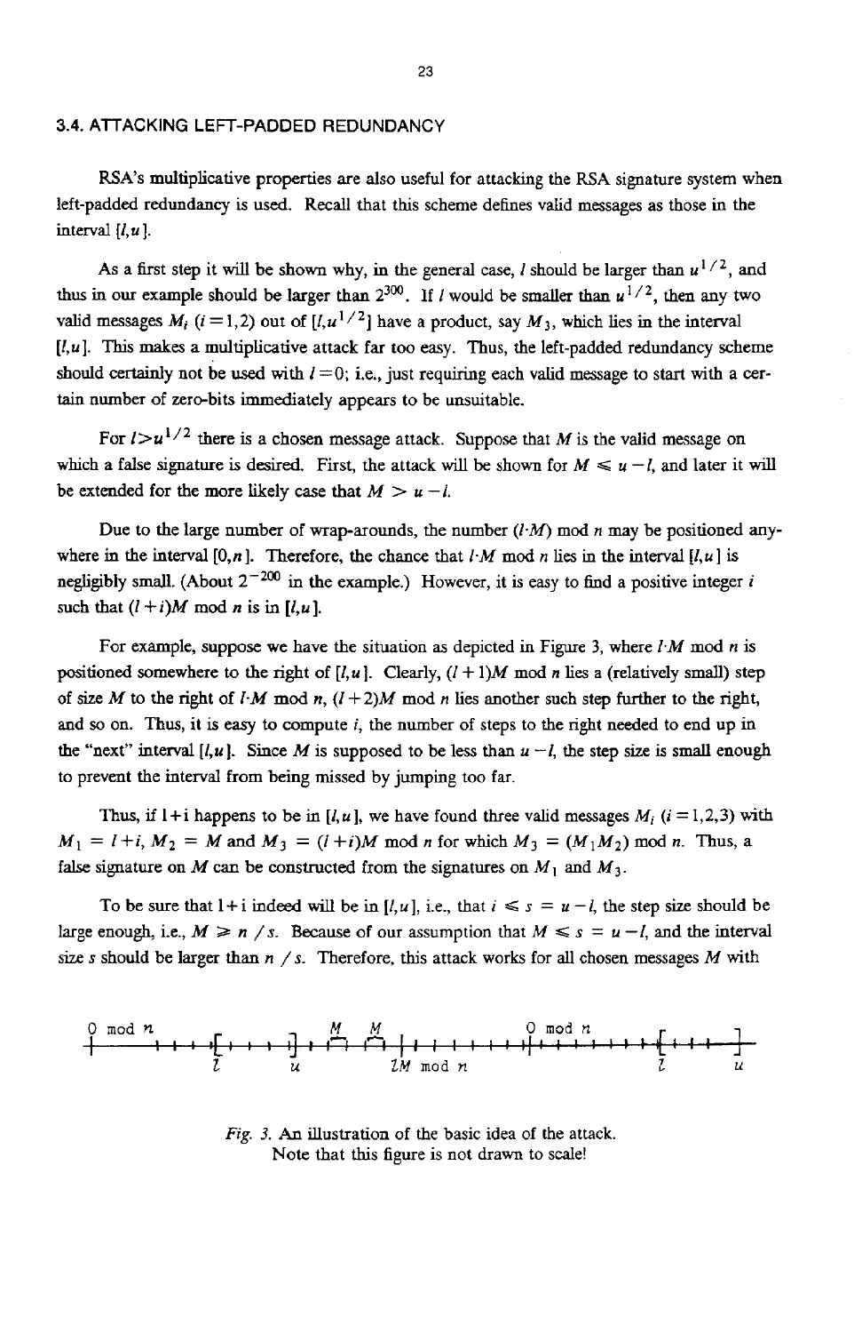### 3.4. ATTACKING LEFT-PADDED REDUNDANCY

RSA's multiplicative properties are also useful for attacking the RSA signature system when left-padded redundancy is used. Recall that this scheme defines valid messages as those in the interval $[l,u]$.

As a first step it will be shown why, in the general case, $l$ should be larger than $u^{1/2}$, and thus in our example should be larger than $2^{300}$. If $l$ would be smaller than $u^{1/2}$, then any two valid messages $M_i$ $(i=1,2)$ out of $[l,u^{1/2}]$ have a product, say $M_3$, which lies in the interval $[l,u]$. This makes a multiplicative attack far too easy. Thus, the left-padded redundancy scheme should certainly not be used with $l=0$; i.e., just requiring each valid message to start with a certain number of zero-bits immediately appears to be unsuitable.

For $l > u^{1/2}$ there is a chosen message attack. Suppose that $M$ is the valid message on which a false signature is desired. First, the attack will be shown for $M \leq u-l$, and later it will be extended for the more likely case that $M > u-l$.

Due to the large number of wrap-arounds, the number $(l \cdot M) \bmod n$ may be positioned anywhere in the interval $[0,n]$. Therefore, the chance that $l \cdot M \bmod n$ lies in the interval $[l,u]$ is negligibly small. (About $2^{-200}$ in the example.) However, it is easy to find a positive integer $i$ such that $(l+i)M \bmod n$ is in $[l,u]$.

For example, suppose we have the situation as depicted in Figure 3, where $l \cdot M \bmod n$ is positioned somewhere to the right of $[l,u]$. Clearly, $(l+1)M \bmod n$ lies a (relatively small) step of size $M$ to the right of $l \cdot M \bmod n$, $(l+2)M \bmod n$ lies another such step further to the right, and so on. Thus, it is easy to compute $i$, the number of steps to the right needed to end up in the "next" interval $[l,u]$. Since $M$ is supposed to be less than $u-l$, the step size is small enough to prevent the interval from being missed by jumping too far.

Thus, if $l+i$ happens to be in $[l,u]$, we have found three valid messages $M_i$ $(i=1,2,3)$ with $M_1 = l+i$, $M_2 = M$ and $M_3 = (l+i)M \bmod n$ for which $M_3 = (M_1 M_2) \bmod n$. Thus, a false signature on $M$ can be constructed from the signatures on $M_1$ and $M_3$.

To be sure that $l+i$ indeed will be in $[l,u]$, i.e., that $i \leq s = u-l$, the step size should be large enough, i.e., $M \geq n/s$. Because of our assumption that $M \leq s = u-l$, and the interval size $s$ should be larger than $n/s$. Therefore, this attack works for all chosen messages $M$ with

*Fig. 3.* An illustration of the basic idea of the attack. Note that this figure is not drawn to scale!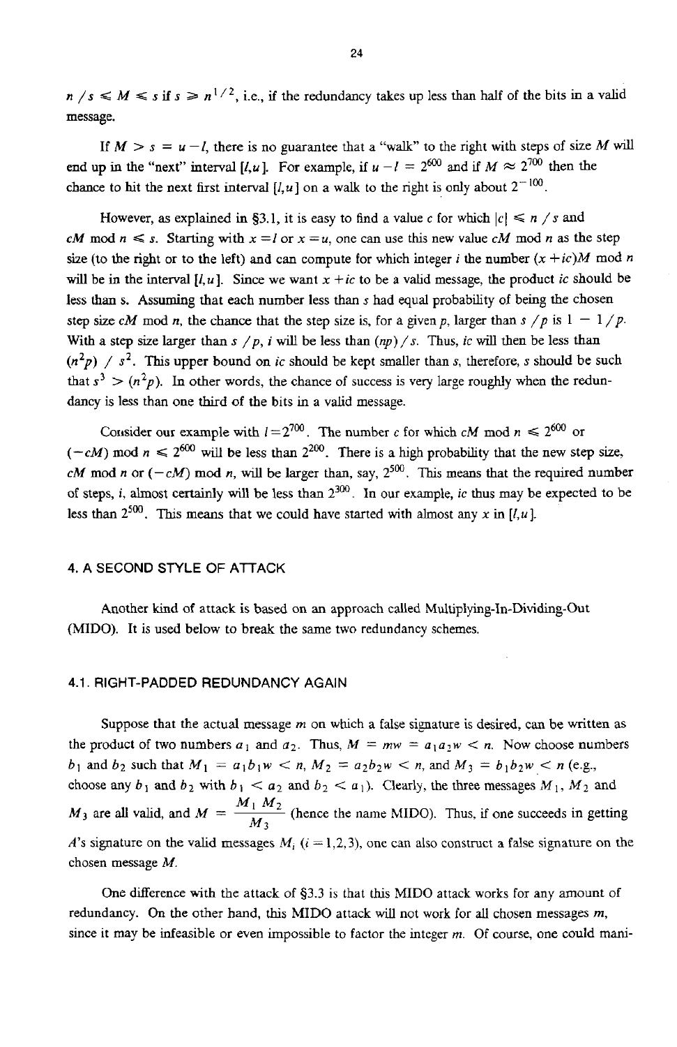$n / s \leq M \leq s$ if $s \geq n^{1/2}$, i.e., if the redundancy takes up less than half of the bits in a valid message.

If $M > s = u - l$, there is no guarantee that a "walk" to the right with steps of size $M$ will end up in the "next" interval $[l,u]$. For example, if $u - l = 2^{600}$ and if $M \approx 2^{700}$ then the chance to hit the next first interval $[l,u]$ on a walk to the right is only about $2^{-100}$.

However, as explained in §3.1, it is easy to find a value $c$ for which $|c| \leq n / s$ and $cM \bmod n \leq s$. Starting with $x = l$ or $x = u$, one can use this new value $cM \bmod n$ as the step size (to the right or to the left) and can compute for which integer $i$ the number $(x + ic)M \bmod n$ will be in the interval $[l,u]$. Since we want $x + ic$ to be a valid message, the product $ic$ should be less than s. Assuming that each number less than $s$ had equal probability of being the chosen step size $cM \bmod n$, the chance that the step size is, for a given $p$, larger than $s / p$ is $1 - 1/p$. With a step size larger than $s / p$, $i$ will be less than $(np)/s$. Thus, $ic$ will then be less than $(n^2 p) / s^2$. This upper bound on $ic$ should be kept smaller than $s$, therefore, $s$ should be such that $s^3 > (n^2 p)$. In other words, the chance of success is very large roughly when the redundancy is less than one third of the bits in a valid message.

Consider our example with $l = 2^{700}$. The number $c$ for which $cM \bmod n \leq 2^{600}$ or $(-cM) \bmod n \leq 2^{600}$ will be less than $2^{200}$. There is a high probability that the new step size, $cM \bmod n$ or $(-cM) \bmod n$, will be larger than, say, $2^{500}$. This means that the required number of steps, $i$, almost certainly will be less than $2^{300}$. In our example, $ic$ thus may be expected to be less than $2^{500}$. This means that we could have started with almost any $x$ in $[l,u]$.

## 4. A SECOND STYLE OF ATTACK

Another kind of attack is based on an approach called Multiplying-In-Dividing-Out (MIDO). It is used below to break the same two redundancy schemes.

### 4.1. RIGHT-PADDED REDUNDANCY AGAIN

Suppose that the actual message $m$ on which a false signature is desired, can be written as the product of two numbers $a_1$ and $a_2$. Thus, $M = mw = a_1 a_2 w < n$. Now choose numbers $b_1$ and $b_2$ such that $M_1 = a_1 b_1 w < n$, $M_2 = a_2 b_2 w < n$, and $M_3 = b_1 b_2 w < n$ (e.g., choose any $b_1$ and $b_2$ with $b_1 < a_2$ and $b_2 < a_1$). Clearly, the three messages $M_1$, $M_2$ and $M_3$ are all valid, and $M = \dfrac{M_1 \, M_2}{M_3}$ (hence the name MIDO). Thus, if one succeeds in getting $A$'s signature on the valid messages $M_i$ $(i = 1,2,3)$, one can also construct a false signature on the chosen message $M$.

One difference with the attack of §3.3 is that this MIDO attack works for any amount of redundancy. On the other hand, this MIDO attack will not work for all chosen messages $m$, since it may be infeasible or even impossible to factor the integer $m$. Of course, one could mani-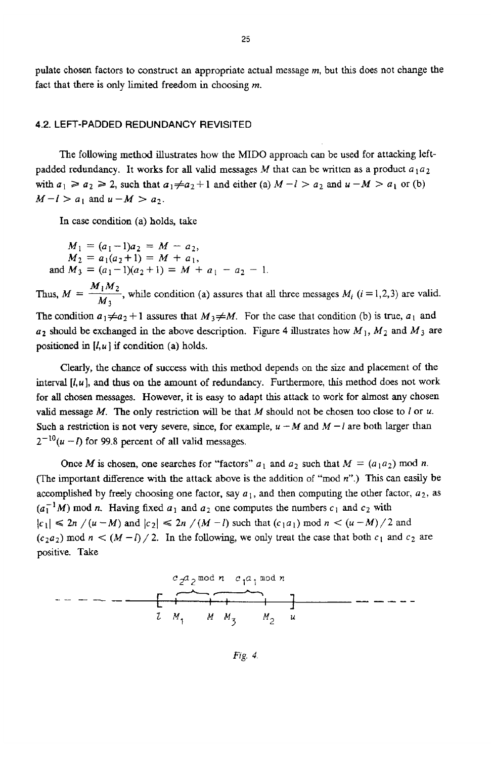pulate chosen factors to construct an appropriate actual message $m$, but this does not change the fact that there is only limited freedom in choosing $m$.

### 4.2. LEFT-PADDED REDUNDANCY REVISITED

The following method illustrates how the MIDO approach can be used for attacking left-padded redundancy. It works for all valid messages $M$ that can be written as a product $a_1 a_2$ with $a_1 \geq a_2 \geq 2$, such that $a_1 \neq a_2 + 1$ and either (a) $M - l > a_2$ and $u - M > a_1$ or (b) $M - l > a_1$ and $u - M > a_2$.

In case condition (a) holds, take

$$
\begin{aligned}
M_1 &= (a_1 - 1)a_2 = M - a_2, \\
M_2 &= a_1(a_2 + 1) = M + a_1, \\
\text{and } M_3 &= (a_1 - 1)(a_2 + 1) = M + a_1 - a_2 - 1.
\end{aligned}
$$

Thus, $M = \dfrac{M_1 M_2}{M_3}$, while condition (a) assures that all three messages $M_i$ $(i = 1,2,3)$ are valid. The condition $a_1 \neq a_2 + 1$ assures that $M_3 \neq M$. For the case that condition (b) is true, $a_1$ and $a_2$ should be exchanged in the above description. Figure 4 illustrates how $M_1$, $M_2$ and $M_3$ are positioned in $[l, u]$ if condition (a) holds.

Clearly, the chance of success with this method depends on the size and placement of the interval $[l, u]$, and thus on the amount of redundancy. Furthermore, this method does not work for all chosen messages. However, it is easy to adapt this attack to work for almost any chosen valid message $M$. The only restriction will be that $M$ should not be chosen too close to $l$ or $u$. Such a restriction is not very severe, since, for example, $u - M$ and $M - l$ are both larger than $2^{-10}(u - l)$ for 99.8 percent of all valid messages.

Once $M$ is chosen, one searches for "factors" $a_1$ and $a_2$ such that $M = (a_1 a_2) \bmod n$. (The important difference with the attack above is the addition of "mod $n$".) This can easily be accomplished by freely choosing one factor, say $a_1$, and then computing the other factor, $a_2$, as $(a_1^{-1} M) \bmod n$. Having fixed $a_1$ and $a_2$ one computes the numbers $c_1$ and $c_2$ with $|c_1| \leq 2n / (u - M)$ and $|c_2| \leq 2n / (M - l)$ such that $(c_1 a_1) \bmod n < (u - M)/2$ and $(c_2 a_2) \bmod n < (M - l)/2$. In the following, we only treat the case that both $c_1$ and $c_2$ are positive. Take

Fig. 4.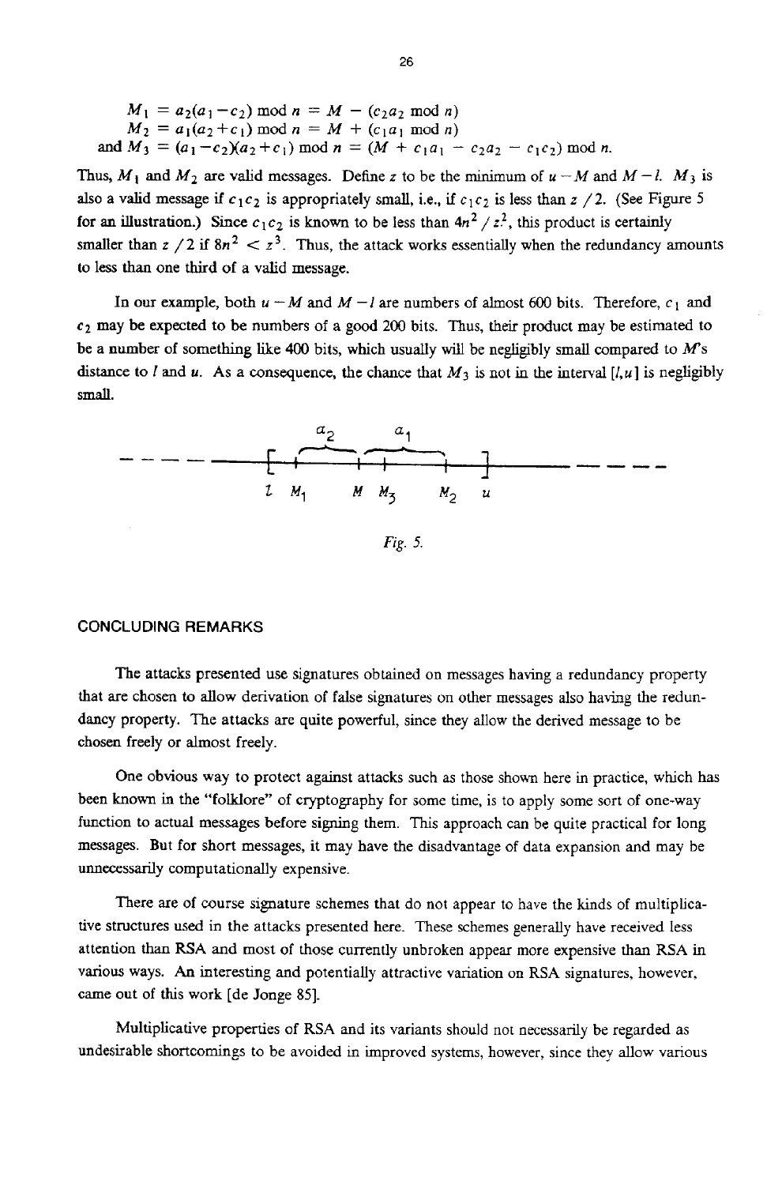$$
\begin{aligned}
M_1 &= a_2(a_1 - c_2) \bmod n = M - (c_2 a_2 \bmod n) \\
M_2 &= a_1(a_2 + c_1) \bmod n = M + (c_1 a_1 \bmod n) \\
\text{and } M_3 &= (a_1 - c_2)(a_2 + c_1) \bmod n = (M + c_1 a_1 - c_2 a_2 - c_1 c_2) \bmod n.
\end{aligned}
$$

Thus, $M_1$ and $M_2$ are valid messages. Define $z$ to be the minimum of $u - M$ and $M - l$. $M_3$ is also a valid message if $c_1 c_2$ is appropriately small, i.e., if $c_1 c_2$ is less than $z/2$. (See Figure 5 for an illustration.) Since $c_1 c_2$ is known to be less than $4n^2/z^2$, this product is certainly smaller than $z/2$ if $8n^2 < z^3$. Thus, the attack works essentially when the redundancy amounts to less than one third of a valid message.

In our example, both $u - M$ and $M - l$ are numbers of almost 600 bits. Therefore, $c_1$ and $c_2$ may be expected to be numbers of a good 200 bits. Thus, their product may be estimated to be a number of something like 400 bits, which usually will be negligibly small compared to $M$'s distance to $l$ and $u$. As a consequence, the chance that $M_3$ is not in the interval $[l, u]$ is negligibly small.

*Fig. 5.*

## CONCLUDING REMARKS

The attacks presented use signatures obtained on messages having a redundancy property that are chosen to allow derivation of false signatures on other messages also having the redundancy property. The attacks are quite powerful, since they allow the derived message to be chosen freely or almost freely.

One obvious way to protect against attacks such as those shown here in practice, which has been known in the "folklore" of cryptography for some time, is to apply some sort of one-way function to actual messages before signing them. This approach can be quite practical for long messages. But for short messages, it may have the disadvantage of data expansion and may be unnecessarily computationally expensive.

There are of course signature schemes that do not appear to have the kinds of multiplicative structures used in the attacks presented here. These schemes generally have received less attention than RSA and most of those currently unbroken appear more expensive than RSA in various ways. An interesting and potentially attractive variation on RSA signatures, however, came out of this work [de Jonge 85].

Multiplicative properties of RSA and its variants should not necessarily be regarded as undesirable shortcomings to be avoided in improved systems, however, since they allow various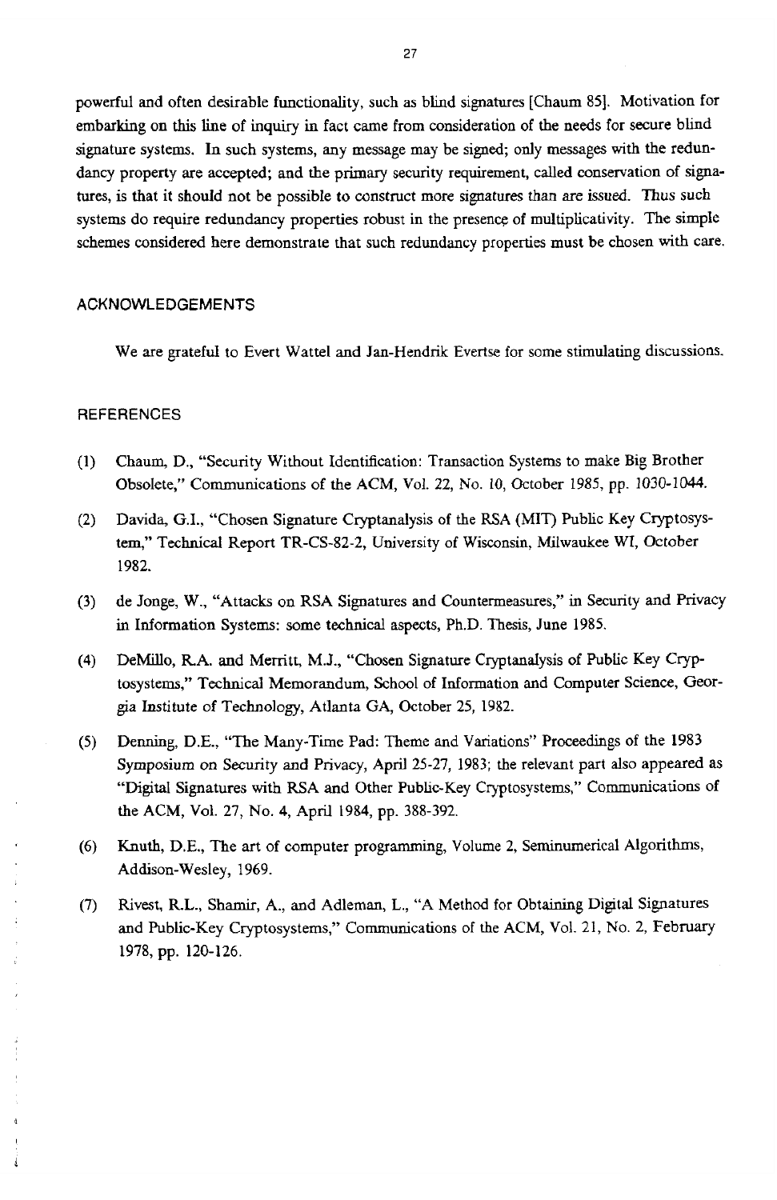powerful and often desirable functionality, such as blind signatures [Chaum 85]. Motivation for embarking on this line of inquiry in fact came from consideration of the needs for secure blind signature systems. In such systems, any message may be signed; only messages with the redundancy property are accepted; and the primary security requirement, called conservation of signatures, is that it should not be possible to construct more signatures than are issued. Thus such systems do require redundancy properties robust in the presence of multiplicativity. The simple schemes considered here demonstrate that such redundancy properties must be chosen with care.

## ACKNOWLEDGEMENTS

We are grateful to Evert Wattel and Jan-Hendrik Evertse for some stimulating discussions.

## REFERENCES

(1) Chaum, D., "Security Without Identification: Transaction Systems to make Big Brother Obsolete," Communications of the ACM, Vol. 22, No. 10, October 1985, pp. 1030-1044.

(2) Davida, G.I., "Chosen Signature Cryptanalysis of the RSA (MIT) Public Key Cryptosystem," Technical Report TR-CS-82-2, University of Wisconsin, Milwaukee WI, October 1982.

(3) de Jonge, W., "Attacks on RSA Signatures and Countermeasures," in Security and Privacy in Information Systems: some technical aspects, Ph.D. Thesis, June 1985.

(4) DeMillo, R.A. and Merritt, M.J., "Chosen Signature Cryptanalysis of Public Key Cryptosystems," Technical Memorandum, School of Information and Computer Science, Georgia Institute of Technology, Atlanta GA, October 25, 1982.

(5) Denning, D.E., "The Many-Time Pad: Theme and Variations" Proceedings of the 1983 Symposium on Security and Privacy, April 25-27, 1983; the relevant part also appeared as "Digital Signatures with RSA and Other Public-Key Cryptosystems," Communications of the ACM, Vol. 27, No. 4, April 1984, pp. 388-392.

(6) Knuth, D.E., The art of computer programming, Volume 2, Seminumerical Algorithms, Addison-Wesley, 1969.

(7) Rivest, R.L., Shamir, A., and Adleman, L., "A Method for Obtaining Digital Signatures and Public-Key Cryptosystems," Communications of the ACM, Vol. 21, No. 2, February 1978, pp. 120-126.